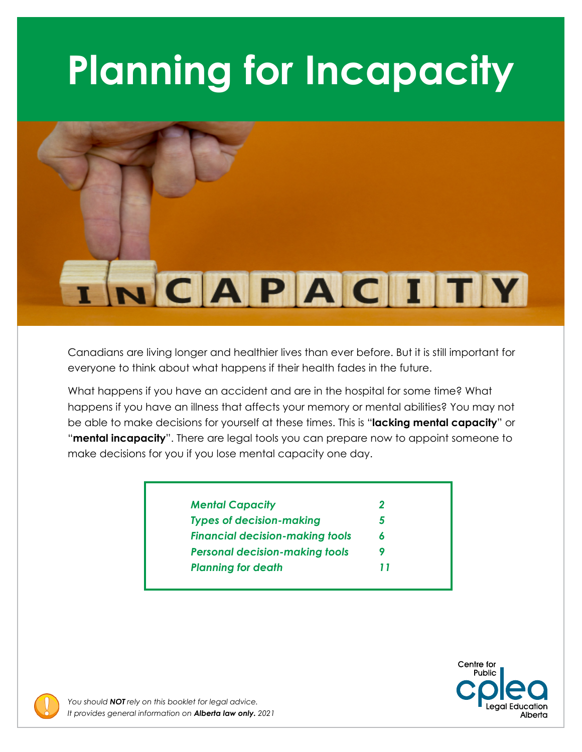# Planning for Incapacity

Canadians are living longer and healthier lives than ever before. But it is still important for everyone to think about what happens if their health fades in the future.

What happens if you have an accident and are in the hospital for some time? What happens if you have an illness that affects your memory or mental abilities? You may not be able to make decisions for yourself at these times. This is "**lacking mental capacity**" or "**mental incapacity**". There are legal tools you can prepare now to appoint someone to make decisions for you if you lose mental capacity one day.

| | |
|---|---|
| ***Mental Capacity*** | ***2*** |
| ***Types of decision-making*** | ***5*** |
| ***Financial decision-making tools*** | ***6*** |
| ***Personal decision-making tools*** | ***9*** |
| ***Planning for death*** | ***11*** |

Centre for Public Legal Education Alberta (cplea)

*You should **NOT** rely on this booklet for legal advice.*
*It provides general information on **Alberta law only.** 2021*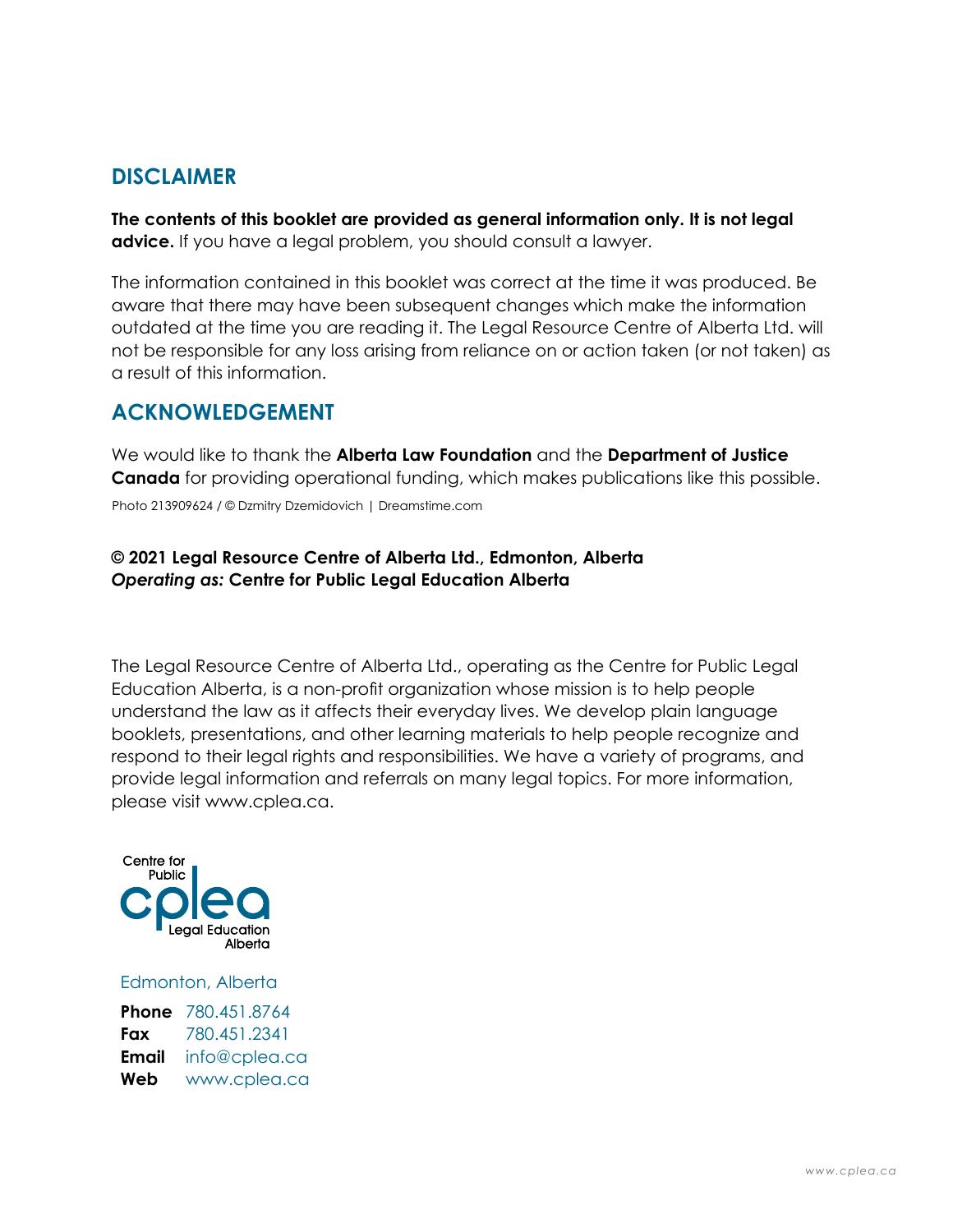## DISCLAIMER

**The contents of this booklet are provided as general information only. It is not legal advice.** If you have a legal problem, you should consult a lawyer.

The information contained in this booklet was correct at the time it was produced. Be aware that there may have been subsequent changes which make the information outdated at the time you are reading it. The Legal Resource Centre of Alberta Ltd. will not be responsible for any loss arising from reliance on or action taken (or not taken) as a result of this information.

## ACKNOWLEDGEMENT

We would like to thank the **Alberta Law Foundation** and the **Department of Justice Canada** for providing operational funding, which makes publications like this possible.

Photo 213909624 / © Dzmitry Dzemidovich | Dreamstime.com

**© 2021 Legal Resource Centre of Alberta Ltd., Edmonton, Alberta**
***Operating as:* Centre for Public Legal Education Alberta**

The Legal Resource Centre of Alberta Ltd., operating as the Centre for Public Legal Education Alberta, is a non-profit organization whose mission is to help people understand the law as it affects their everyday lives. We develop plain language booklets, presentations, and other learning materials to help people recognize and respond to their legal rights and responsibilities. We have a variety of programs, and provide legal information and referrals on many legal topics. For more information, please visit www.cplea.ca.

Centre for Public Legal Education Alberta

Edmonton, Alberta

**Phone** 780.451.8764
**Fax** 780.451.2341
**Email** info@cplea.ca
**Web** www.cplea.ca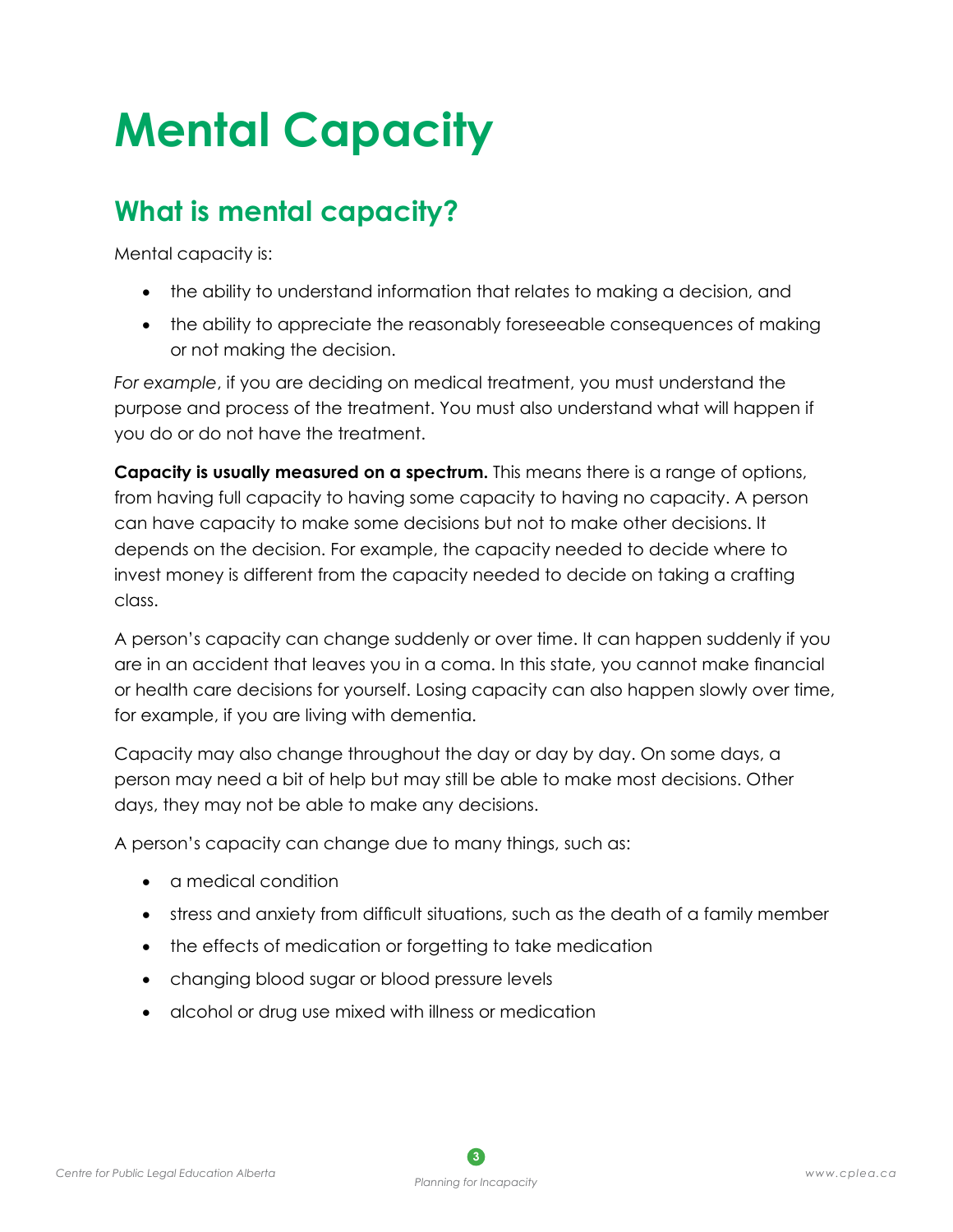# Mental Capacity

## What is mental capacity?

Mental capacity is:

- the ability to understand information that relates to making a decision, and
- the ability to appreciate the reasonably foreseeable consequences of making or not making the decision.

*For example*, if you are deciding on medical treatment, you must understand the purpose and process of the treatment. You must also understand what will happen if you do or do not have the treatment.

**Capacity is usually measured on a spectrum.** This means there is a range of options, from having full capacity to having some capacity to having no capacity. A person can have capacity to make some decisions but not to make other decisions. It depends on the decision. For example, the capacity needed to decide where to invest money is different from the capacity needed to decide on taking a crafting class.

A person's capacity can change suddenly or over time. It can happen suddenly if you are in an accident that leaves you in a coma. In this state, you cannot make financial or health care decisions for yourself. Losing capacity can also happen slowly over time, for example, if you are living with dementia.

Capacity may also change throughout the day or day by day. On some days, a person may need a bit of help but may still be able to make most decisions. Other days, they may not be able to make any decisions.

A person's capacity can change due to many things, such as:

- a medical condition
- stress and anxiety from difficult situations, such as the death of a family member
- the effects of medication or forgetting to take medication
- changing blood sugar or blood pressure levels
- alcohol or drug use mixed with illness or medication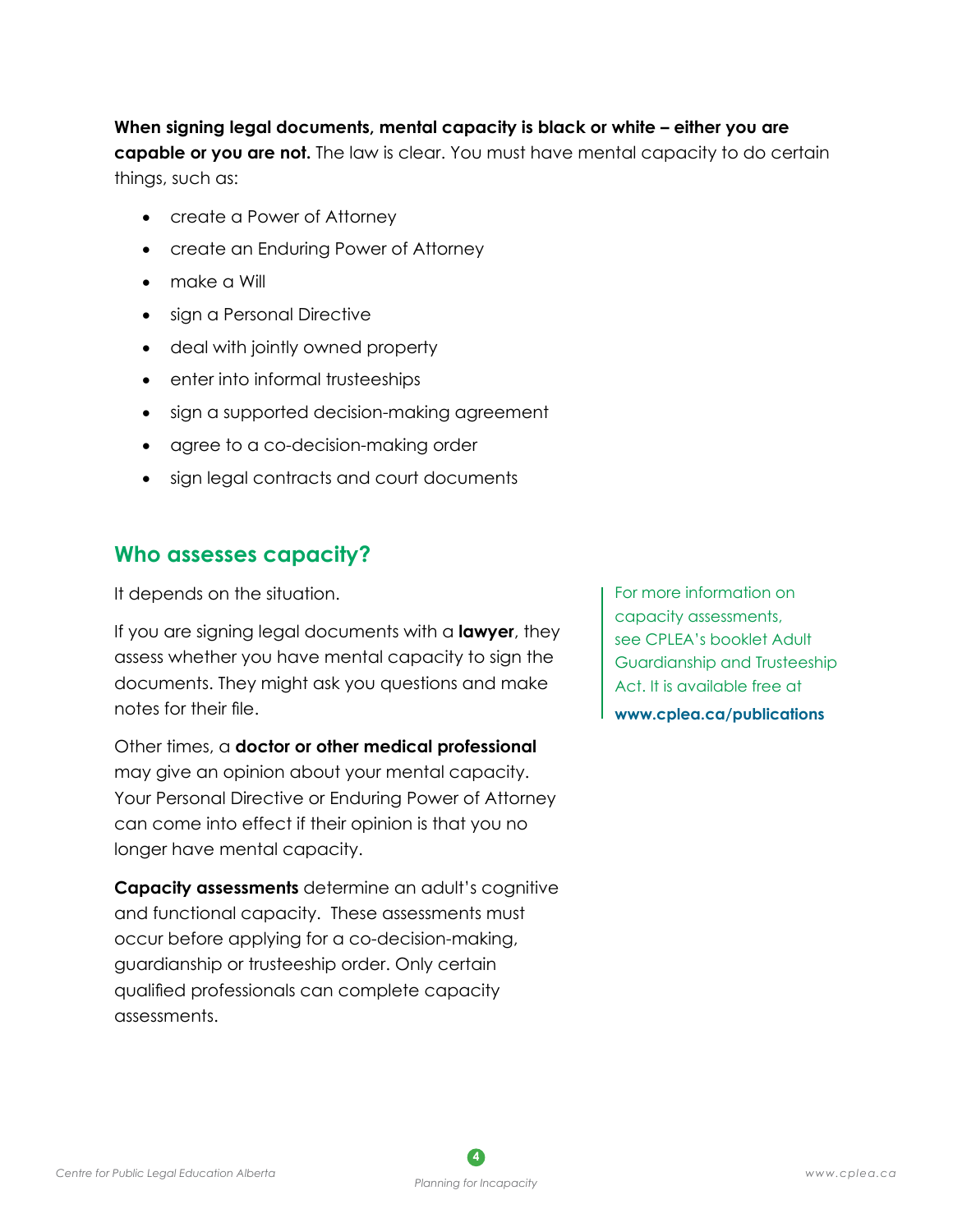**When signing legal documents, mental capacity is black or white – either you are capable or you are not.** The law is clear. You must have mental capacity to do certain things, such as:

- create a Power of Attorney
- create an Enduring Power of Attorney
- make a Will
- sign a Personal Directive
- deal with jointly owned property
- enter into informal trusteeships
- sign a supported decision-making agreement
- agree to a co-decision-making order
- sign legal contracts and court documents

## Who assesses capacity?

It depends on the situation.

If you are signing legal documents with a **lawyer**, they assess whether you have mental capacity to sign the documents. They might ask you questions and make notes for their file.

Other times, a **doctor or other medical professional** may give an opinion about your mental capacity. Your Personal Directive or Enduring Power of Attorney can come into effect if their opinion is that you no longer have mental capacity.

**Capacity assessments** determine an adult's cognitive and functional capacity. These assessments must occur before applying for a co-decision-making, guardianship or trusteeship order. Only certain qualified professionals can complete capacity assessments.

For more information on capacity assessments, see CPLEA's booklet Adult Guardianship and Trusteeship Act. It is available free at **www.cplea.ca/publications**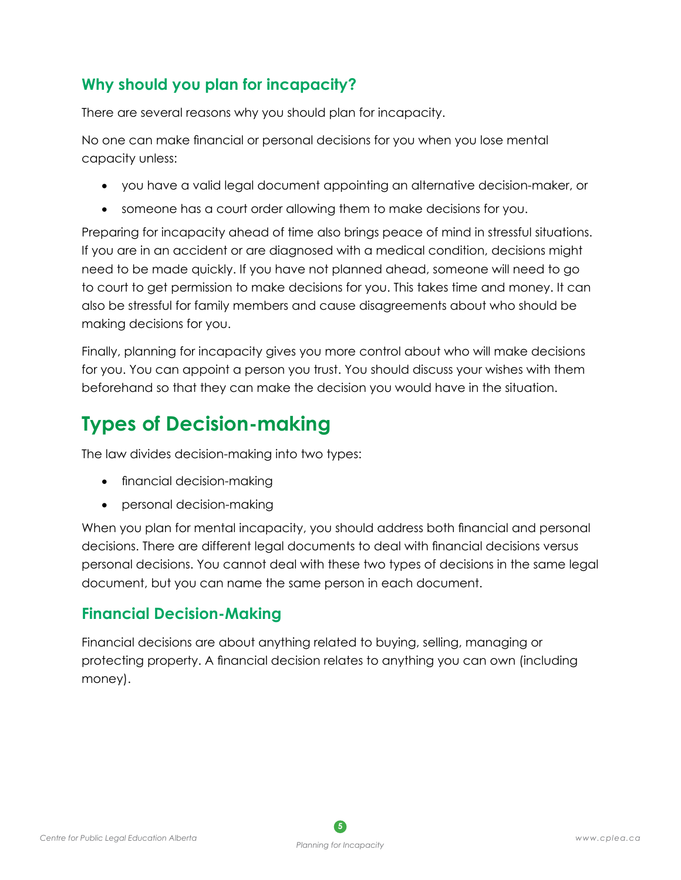### Why should you plan for incapacity?

There are several reasons why you should plan for incapacity.

No one can make financial or personal decisions for you when you lose mental capacity unless:

- you have a valid legal document appointing an alternative decision-maker, or
- someone has a court order allowing them to make decisions for you.

Preparing for incapacity ahead of time also brings peace of mind in stressful situations. If you are in an accident or are diagnosed with a medical condition, decisions might need to be made quickly. If you have not planned ahead, someone will need to go to court to get permission to make decisions for you. This takes time and money. It can also be stressful for family members and cause disagreements about who should be making decisions for you.

Finally, planning for incapacity gives you more control about who will make decisions for you. You can appoint a person you trust. You should discuss your wishes with them beforehand so that they can make the decision you would have in the situation.

## Types of Decision-making

The law divides decision-making into two types:

- financial decision-making
- personal decision-making

When you plan for mental incapacity, you should address both financial and personal decisions. There are different legal documents to deal with financial decisions versus personal decisions. You cannot deal with these two types of decisions in the same legal document, but you can name the same person in each document.

### Financial Decision-Making

Financial decisions are about anything related to buying, selling, managing or protecting property. A financial decision relates to anything you can own (including money).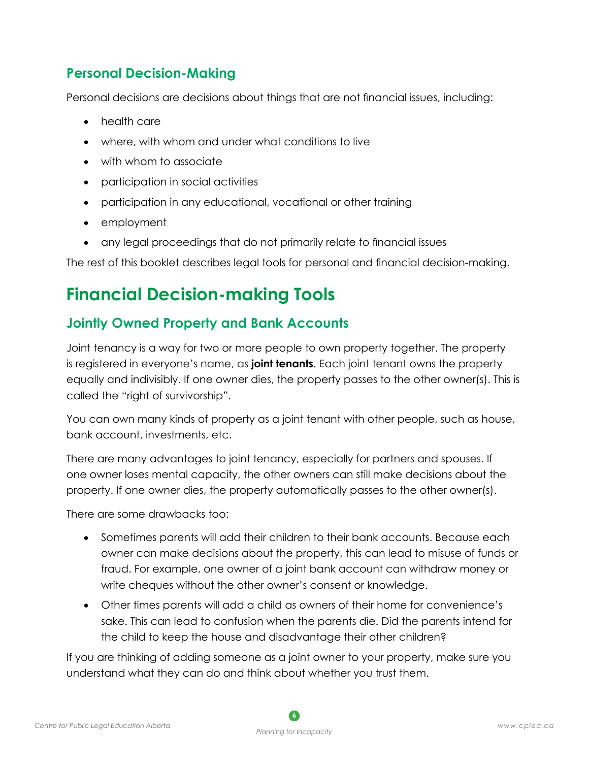## Personal Decision-Making

Personal decisions are decisions about things that are not financial issues, including:

- health care
- where, with whom and under what conditions to live
- with whom to associate
- participation in social activities
- participation in any educational, vocational or other training
- employment
- any legal proceedings that do not primarily relate to financial issues

The rest of this booklet describes legal tools for personal and financial decision-making.

# Financial Decision-making Tools

## Jointly Owned Property and Bank Accounts

Joint tenancy is a way for two or more people to own property together. The property is registered in everyone's name, as **joint tenants**. Each joint tenant owns the property equally and indivisibly. If one owner dies, the property passes to the other owner(s). This is called the "right of survivorship".

You can own many kinds of property as a joint tenant with other people, such as house, bank account, investments, etc.

There are many advantages to joint tenancy, especially for partners and spouses. If one owner loses mental capacity, the other owners can still make decisions about the property. If one owner dies, the property automatically passes to the other owner(s).

There are some drawbacks too:

- Sometimes parents will add their children to their bank accounts. Because each owner can make decisions about the property, this can lead to misuse of funds or fraud. For example, one owner of a joint bank account can withdraw money or write cheques without the other owner's consent or knowledge.
- Other times parents will add a child as owners of their home for convenience's sake. This can lead to confusion when the parents die. Did the parents intend for the child to keep the house and disadvantage their other children?

If you are thinking of adding someone as a joint owner to your property, make sure you understand what they can do and think about whether you trust them.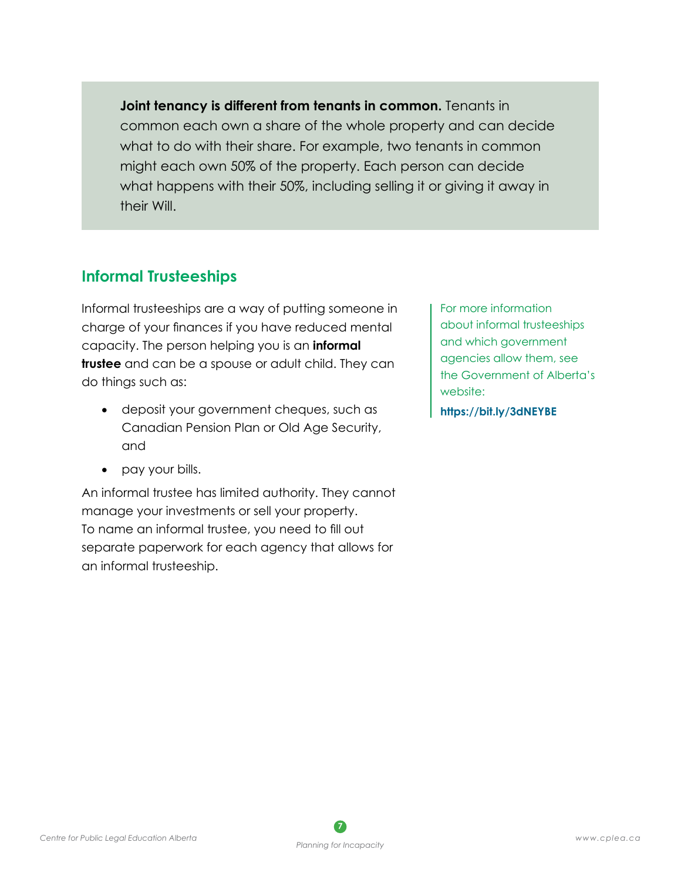**Joint tenancy is different from tenants in common.** Tenants in common each own a share of the whole property and can decide what to do with their share. For example, two tenants in common might each own 50% of the property. Each person can decide what happens with their 50%, including selling it or giving it away in their Will.

## Informal Trusteeships

Informal trusteeships are a way of putting someone in charge of your finances if you have reduced mental capacity. The person helping you is an **informal trustee** and can be a spouse or adult child. They can do things such as:

- deposit your government cheques, such as Canadian Pension Plan or Old Age Security, and
- pay your bills.

An informal trustee has limited authority. They cannot manage your investments or sell your property. To name an informal trustee, you need to fill out separate paperwork for each agency that allows for an informal trusteeship.

For more information about informal trusteeships and which government agencies allow them, see the Government of Alberta's website:

**https://bit.ly/3dNEYBE**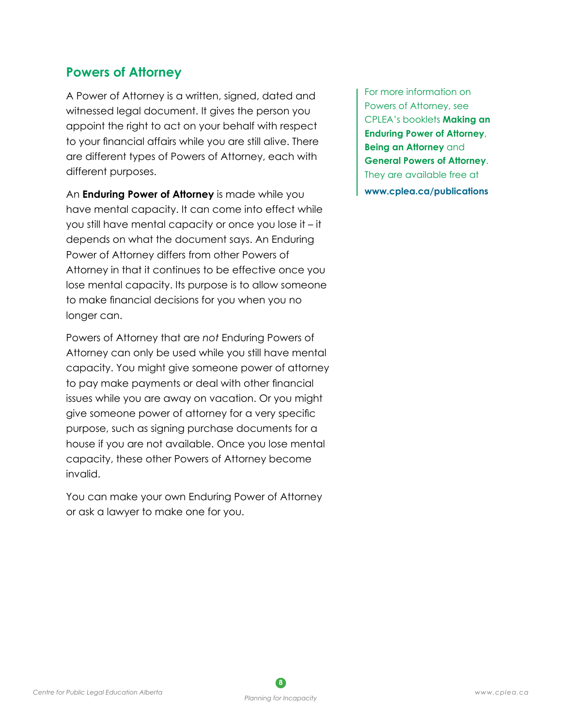## Powers of Attorney

A Power of Attorney is a written, signed, dated and witnessed legal document. It gives the person you appoint the right to act on your behalf with respect to your financial affairs while you are still alive. There are different types of Powers of Attorney, each with different purposes.

An **Enduring Power of Attorney** is made while you have mental capacity. It can come into effect while you still have mental capacity or once you lose it – it depends on what the document says. An Enduring Power of Attorney differs from other Powers of Attorney in that it continues to be effective once you lose mental capacity. Its purpose is to allow someone to make financial decisions for you when you no longer can.

Powers of Attorney that are *not* Enduring Powers of Attorney can only be used while you still have mental capacity. You might give someone power of attorney to pay make payments or deal with other financial issues while you are away on vacation. Or you might give someone power of attorney for a very specific purpose, such as signing purchase documents for a house if you are not available. Once you lose mental capacity, these other Powers of Attorney become invalid.

You can make your own Enduring Power of Attorney or ask a lawyer to make one for you.

For more information on Powers of Attorney, see CPLEA's booklets **Making an Enduring Power of Attorney**, **Being an Attorney** and **General Powers of Attorney**. They are available free at **www.cplea.ca/publications**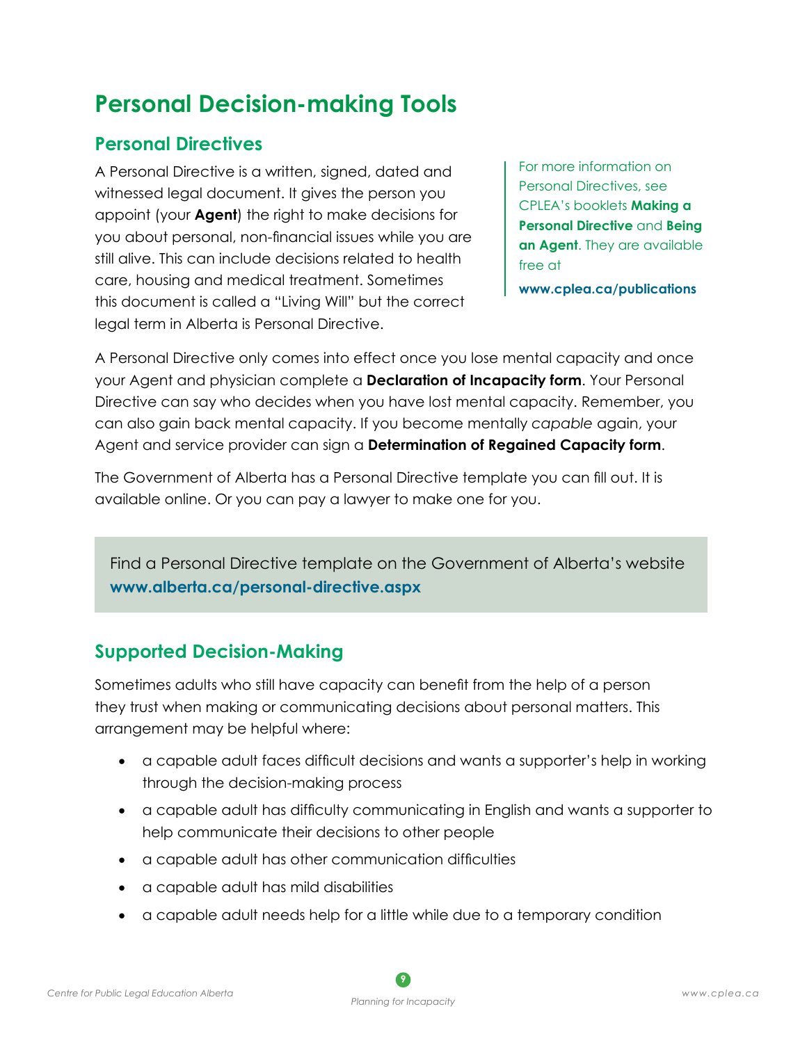# Personal Decision-making Tools

## Personal Directives

A Personal Directive is a written, signed, dated and witnessed legal document. It gives the person you appoint (your **Agent**) the right to make decisions for you about personal, non-financial issues while you are still alive. This can include decisions related to health care, housing and medical treatment. Sometimes this document is called a "Living Will" but the correct legal term in Alberta is Personal Directive.

For more information on Personal Directives, see CPLEA's booklets **Making a Personal Directive** and **Being an Agent**. They are available free at **www.cplea.ca/publications**

A Personal Directive only comes into effect once you lose mental capacity and once your Agent and physician complete a **Declaration of Incapacity form**. Your Personal Directive can say who decides when you have lost mental capacity. Remember, you can also gain back mental capacity. If you become mentally *capable* again, your Agent and service provider can sign a **Determination of Regained Capacity form**.

The Government of Alberta has a Personal Directive template you can fill out. It is available online. Or you can pay a lawyer to make one for you.

Find a Personal Directive template on the Government of Alberta's website **www.alberta.ca/personal-directive.aspx**

## Supported Decision-Making

Sometimes adults who still have capacity can benefit from the help of a person they trust when making or communicating decisions about personal matters. This arrangement may be helpful where:

- a capable adult faces difficult decisions and wants a supporter's help in working through the decision-making process
- a capable adult has difficulty communicating in English and wants a supporter to help communicate their decisions to other people
- a capable adult has other communication difficulties
- a capable adult has mild disabilities
- a capable adult needs help for a little while due to a temporary condition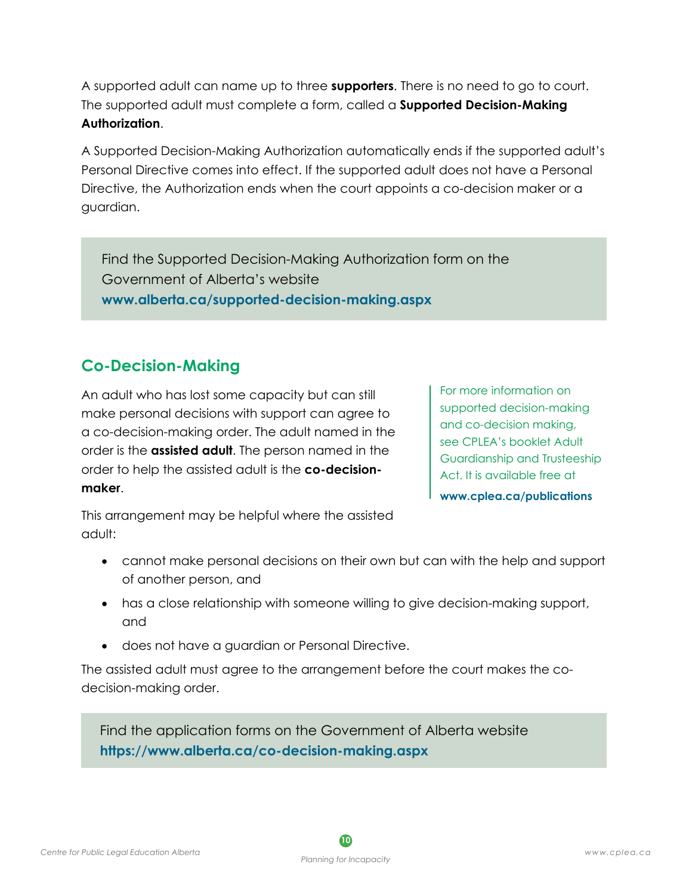A supported adult can name up to three **supporters**. There is no need to go to court. The supported adult must complete a form, called a **Supported Decision-Making Authorization**.

A Supported Decision-Making Authorization automatically ends if the supported adult's Personal Directive comes into effect. If the supported adult does not have a Personal Directive, the Authorization ends when the court appoints a co-decision maker or a guardian.

> Find the Supported Decision-Making Authorization form on the Government of Alberta's website **www.alberta.ca/supported-decision-making.aspx**

## Co-Decision-Making

An adult who has lost some capacity but can still make personal decisions with support can agree to a co-decision-making order. The adult named in the order is the **assisted adult**. The person named in the order to help the assisted adult is the **co-decision-maker**.

> For more information on supported decision-making and co-decision making, see CPLEA's booklet Adult Guardianship and Trusteeship Act. It is available free at **www.cplea.ca/publications**

This arrangement may be helpful where the assisted adult:

- cannot make personal decisions on their own but can with the help and support of another person, and
- has a close relationship with someone willing to give decision-making support, and
- does not have a guardian or Personal Directive.

The assisted adult must agree to the arrangement before the court makes the co-decision-making order.

> Find the application forms on the Government of Alberta website **https://www.alberta.ca/co-decision-making.aspx**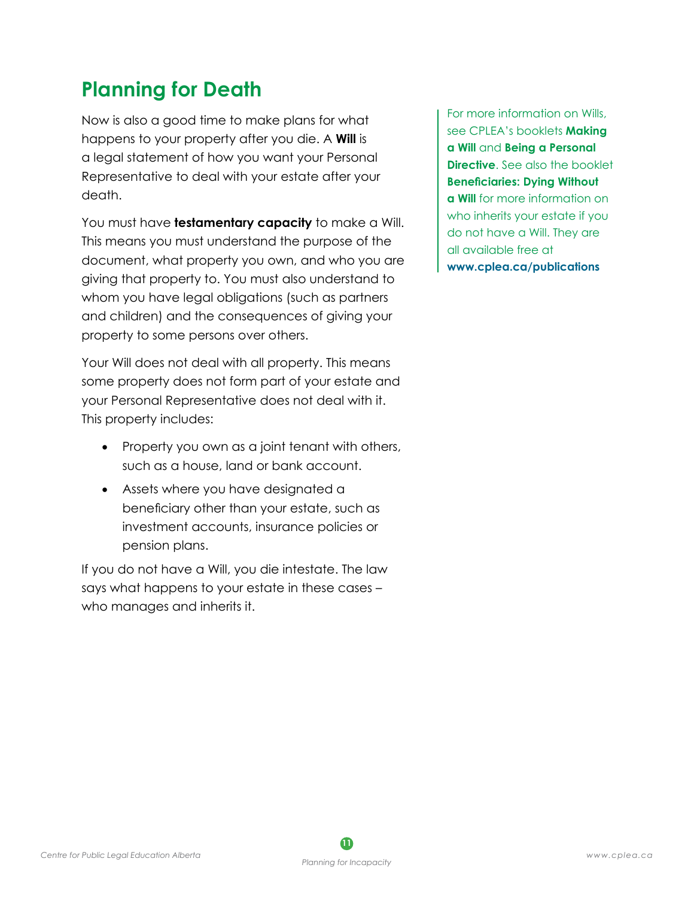## Planning for Death

Now is also a good time to make plans for what happens to your property after you die. A **Will** is a legal statement of how you want your Personal Representative to deal with your estate after your death.

You must have **testamentary capacity** to make a Will. This means you must understand the purpose of the document, what property you own, and who you are giving that property to. You must also understand to whom you have legal obligations (such as partners and children) and the consequences of giving your property to some persons over others.

Your Will does not deal with all property. This means some property does not form part of your estate and your Personal Representative does not deal with it. This property includes:

- Property you own as a joint tenant with others, such as a house, land or bank account.
- Assets where you have designated a beneficiary other than your estate, such as investment accounts, insurance policies or pension plans.

If you do not have a Will, you die intestate. The law says what happens to your estate in these cases – who manages and inherits it.

For more information on Wills, see CPLEA's booklets **Making a Will** and **Being a Personal Directive**. See also the booklet **Beneficiaries: Dying Without a Will** for more information on who inherits your estate if you do not have a Will. They are all available free at **www.cplea.ca/publications**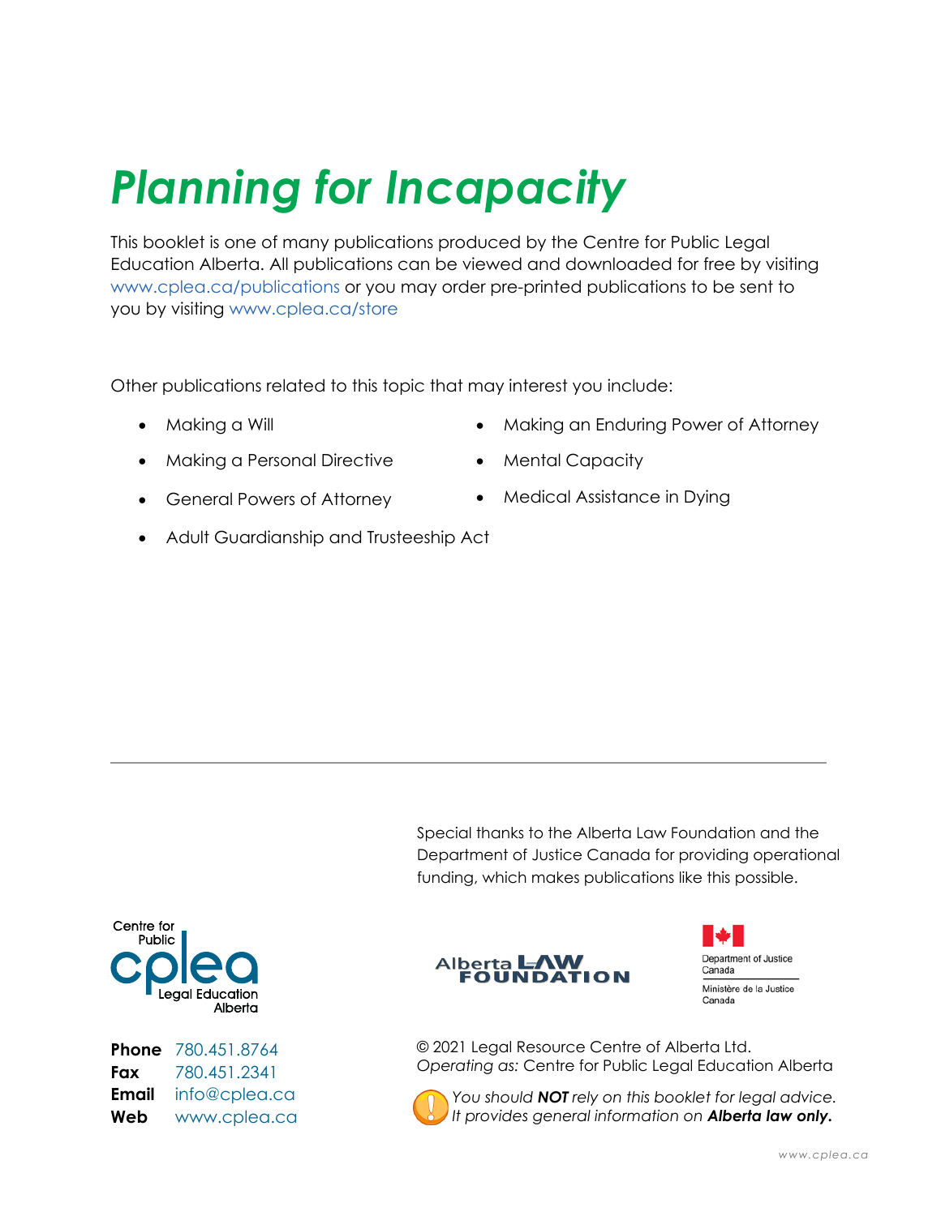# *Planning for Incapacity*

This booklet is one of many publications produced by the Centre for Public Legal Education Alberta. All publications can be viewed and downloaded for free by visiting www.cplea.ca/publications or you may order pre-printed publications to be sent to you by visiting www.cplea.ca/store

Other publications related to this topic that may interest you include:

- Making a Will
- Making a Personal Directive
- General Powers of Attorney
- Adult Guardianship and Trusteeship Act
- Making an Enduring Power of Attorney
- Mental Capacity
- Medical Assistance in Dying

---

Special thanks to the Alberta Law Foundation and the Department of Justice Canada for providing operational funding, which makes publications like this possible.

Centre for Public Legal Education Alberta

Alberta LAW FOUNDATION

Department of Justice Canada
Ministère de la Justice Canada

**Phone** 780.451.8764
**Fax** 780.451.2341
**Email** info@cplea.ca
**Web** www.cplea.ca

© 2021 Legal Resource Centre of Alberta Ltd.
*Operating as:* Centre for Public Legal Education Alberta

*You should **NOT** rely on this booklet for legal advice.*
*It provides general information on **Alberta law only.***